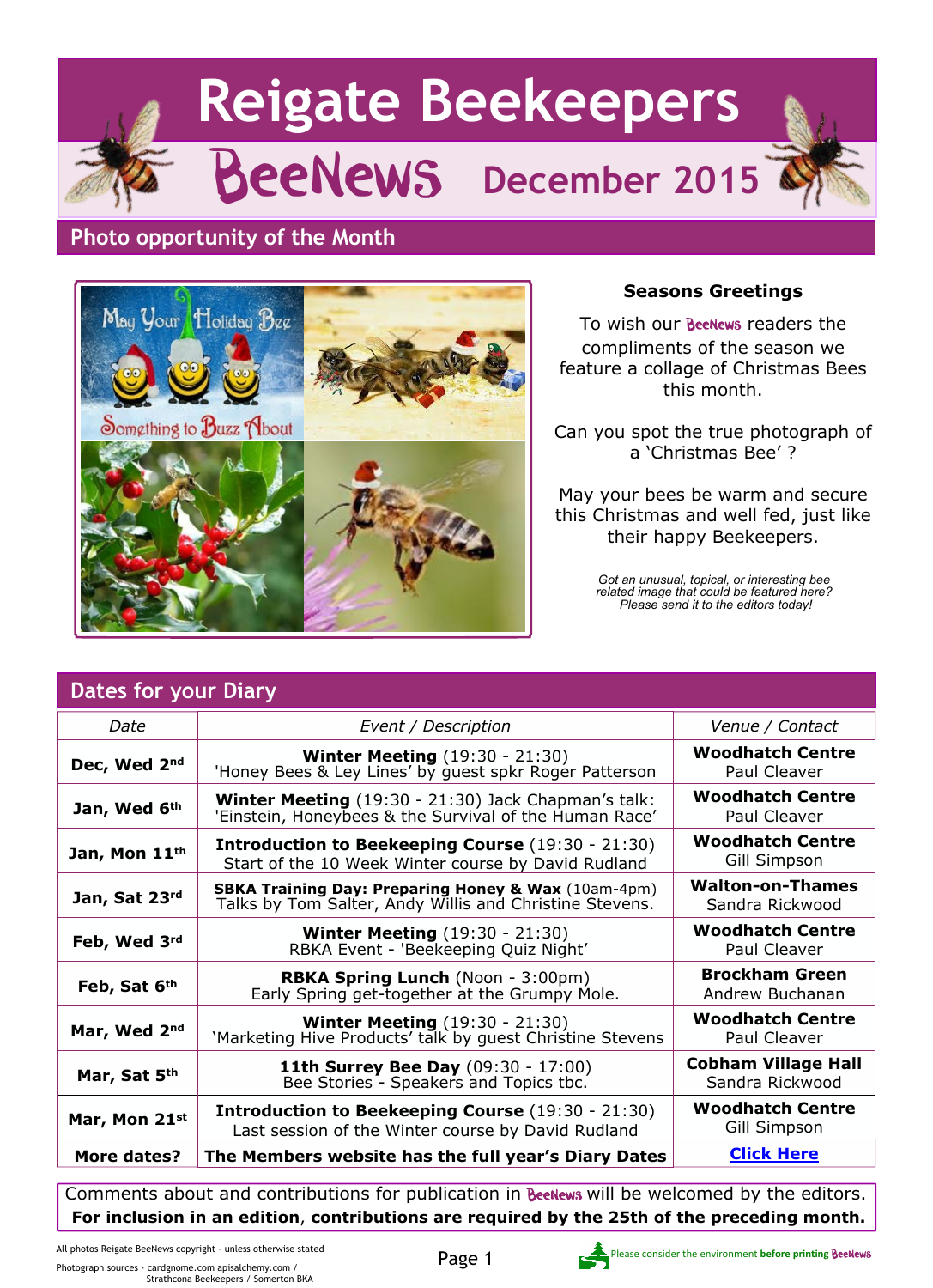# Reigate Beekeepers

# BeeNews December 2015

## Photo opportunity of the Month

**Seasons Greetings**

To wish our BeeNews readers the compliments of the season we feature a collage of Christmas Bees this month.

Can you spot the true photograph of a 'Christmas Bee' ?

May your bees be warm and secure this Christmas and well fed, just like their happy Beekeepers.

*Got an unusual, topical, or interesting bee related image that could be featured here? Please send it to the editors today!*

## Dates for your Diary

| *Date* | *Event / Description* | *Venue / Contact* |
|---|---|---|
| **Dec, Wed 2nd** | **Winter Meeting** (19:30 - 21:30) 'Honey Bees & Ley Lines' by guest spkr Roger Patterson | **Woodhatch Centre** Paul Cleaver |
| **Jan, Wed 6th** | **Winter Meeting** (19:30 - 21:30) Jack Chapman's talk: 'Einstein, Honeybees & the Survival of the Human Race' | **Woodhatch Centre** Paul Cleaver |
| **Jan, Mon 11th** | **Introduction to Beekeeping Course** (19:30 - 21:30) Start of the 10 Week Winter course by David Rudland | **Woodhatch Centre** Gill Simpson |
| **Jan, Sat 23rd** | **SBKA Training Day: Preparing Honey & Wax** (10am-4pm) Talks by Tom Salter, Andy Willis and Christine Stevens. | **Walton-on-Thames** Sandra Rickwood |
| **Feb, Wed 3rd** | **Winter Meeting** (19:30 - 21:30) RBKA Event - 'Beekeeping Quiz Night' | **Woodhatch Centre** Paul Cleaver |
| **Feb, Sat 6th** | **RBKA Spring Lunch** (Noon - 3:00pm) Early Spring get-together at the Grumpy Mole. | **Brockham Green** Andrew Buchanan |
| **Mar, Wed 2nd** | **Winter Meeting** (19:30 - 21:30) 'Marketing Hive Products' talk by guest Christine Stevens | **Woodhatch Centre** Paul Cleaver |
| **Mar, Sat 5th** | **11th Surrey Bee Day** (09:30 - 17:00) Bee Stories - Speakers and Topics tbc. | **Cobham Village Hall** Sandra Rickwood |
| **Mar, Mon 21st** | **Introduction to Beekeeping Course** (19:30 - 21:30) Last session of the Winter course by David Rudland | **Woodhatch Centre** Gill Simpson |
| **More dates?** | **The Members website has the full year's Diary Dates** | **Click Here** |

Comments about and contributions for publication in BeeNews will be welcomed by the editors.
**For inclusion in an edition, contributions are required by the 25th of the preceding month.**

All photos Reigate BeeNews copyright - unless otherwise stated

Photograph sources - cardgnome.com apisalchemy.com / Strathcona Beekeepers / Somerton BKA

Please consider the environment **before printing BeeNews**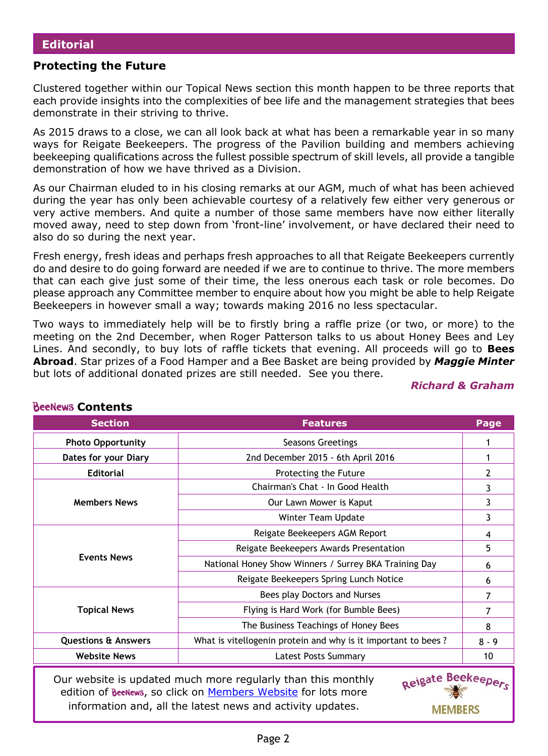## Editorial

### Protecting the Future

Clustered together within our Topical News section this month happen to be three reports that each provide insights into the complexities of bee life and the management strategies that bees demonstrate in their striving to thrive.

As 2015 draws to a close, we can all look back at what has been a remarkable year in so many ways for Reigate Beekeepers. The progress of the Pavilion building and members achieving beekeeping qualifications across the fullest possible spectrum of skill levels, all provide a tangible demonstration of how we have thrived as a Division.

As our Chairman eluded to in his closing remarks at our AGM, much of what has been achieved during the year has only been achievable courtesy of a relatively few either very generous or very active members. And quite a number of those same members have now either literally moved away, need to step down from 'front-line' involvement, or have declared their need to also do so during the next year.

Fresh energy, fresh ideas and perhaps fresh approaches to all that Reigate Beekeepers currently do and desire to do going forward are needed if we are to continue to thrive. The more members that can each give just some of their time, the less onerous each task or role becomes. Do please approach any Committee member to enquire about how you might be able to help Reigate Beekeepers in however small a way; towards making 2016 no less spectacular.

Two ways to immediately help will be to firstly bring a raffle prize (or two, or more) to the meeting on the 2nd December, when Roger Patterson talks to us about Honey Bees and Ley Lines. And secondly, to buy lots of raffle tickets that evening. All proceeds will go to **Bees Abroad**. Star prizes of a Food Hamper and a Bee Basket are being provided by ***Maggie Minter*** but lots of additional donated prizes are still needed. See you there.

***Richard & Graham***

## BeeNews Contents

| Section | Features | Page |
|---|---|---|
| **Photo Opportunity** | Seasons Greetings | 1 |
| **Dates for your Diary** | 2nd December 2015 - 6th April 2016 | 1 |
| **Editorial** | Protecting the Future | 2 |
| **Members News** | Chairman's Chat - In Good Health | 3 |
| | Our Lawn Mower is Kaput | 3 |
| | Winter Team Update | 3 |
| **Events News** | Reigate Beekeepers AGM Report | 4 |
| | Reigate Beekeepers Awards Presentation | 5 |
| | National Honey Show Winners / Surrey BKA Training Day | 6 |
| | Reigate Beekeepers Spring Lunch Notice | 6 |
| **Topical News** | Bees play Doctors and Nurses | 7 |
| | Flying is Hard Work (for Bumble Bees) | 7 |
| | The Business Teachings of Honey Bees | 8 |
| **Questions & Answers** | What is vitellogenin protein and why is it important to bees ? | 8 - 9 |
| **Website News** | Latest Posts Summary | 10 |

Our website is updated much more regularly than this monthly edition of BeeNews, so click on Members Website for lots more information and, all the latest news and activity updates.

Reigate Beekeepers MEMBERS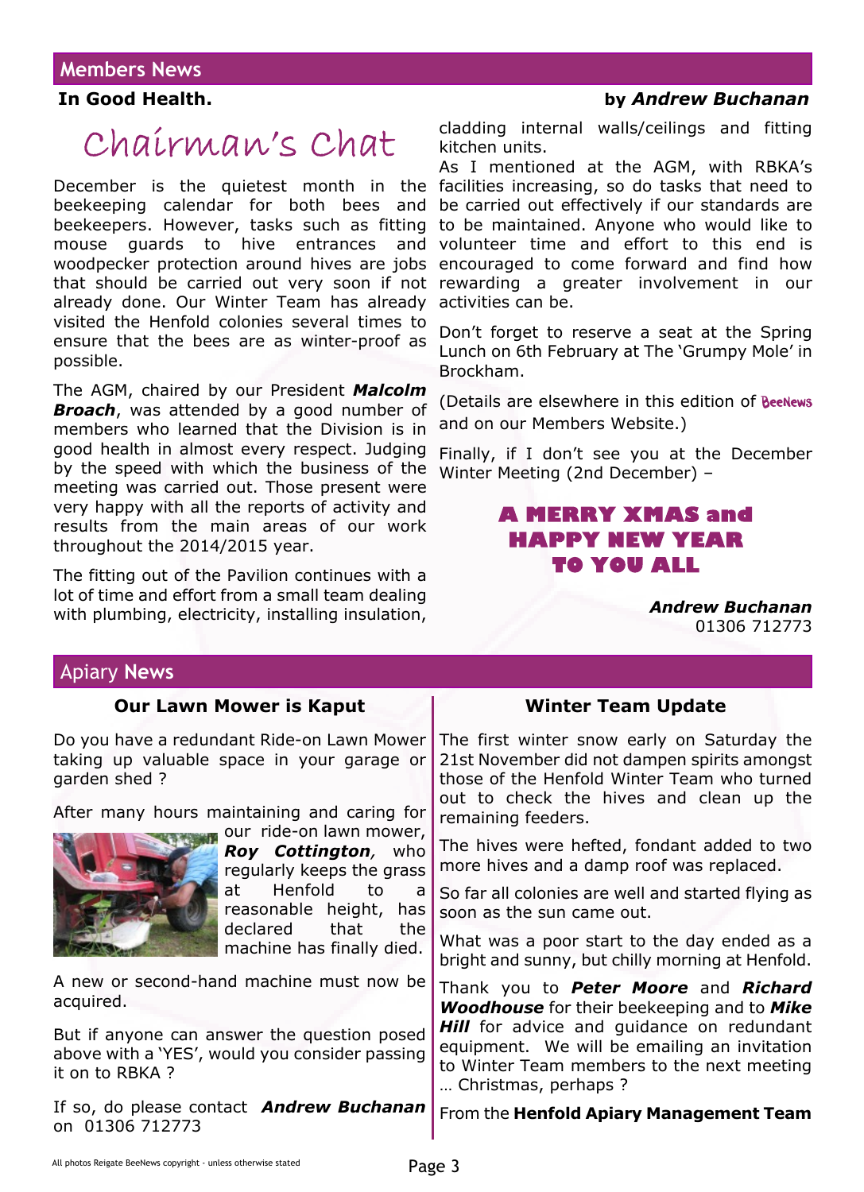## Members News

**In Good Health.** by ***Andrew Buchanan***

# Chairman's Chat

December is the quietest month in the beekeeping calendar for both bees and beekeepers. However, tasks such as fitting mouse guards to hive entrances and woodpecker protection around hives are jobs that should be carried out very soon if not already done. Our Winter Team has already visited the Henfold colonies several times to ensure that the bees are as winter-proof as possible.

The AGM, chaired by our President ***Malcolm Broach***, was attended by a good number of members who learned that the Division is in good health in almost every respect. Judging by the speed with which the business of the meeting was carried out. Those present were very happy with all the reports of activity and results from the main areas of our work throughout the 2014/2015 year.

The fitting out of the Pavilion continues with a lot of time and effort from a small team dealing with plumbing, electricity, installing insulation, cladding internal walls/ceilings and fitting kitchen units.

As I mentioned at the AGM, with RBKA's facilities increasing, so do tasks that need to be carried out effectively if our standards are to be maintained. Anyone who would like to volunteer time and effort to this end is encouraged to come forward and find how rewarding a greater involvement in our activities can be.

Don't forget to reserve a seat at the Spring Lunch on 6th February at The 'Grumpy Mole' in Brockham.

(Details are elsewhere in this edition of BeeNews and on our Members Website.)

Finally, if I don't see you at the December Winter Meeting (2nd December) –

**A MERRY XMAS and HAPPY NEW YEAR TO YOU ALL**

***Andrew Buchanan***
01306 712773

## Apiary News

### Our Lawn Mower is Kaput

Do you have a redundant Ride-on Lawn Mower taking up valuable space in your garage or garden shed ?

After many hours maintaining and caring for our ride-on lawn mower, ***Roy Cottington***, who regularly keeps the grass at Henfold to a reasonable height, has declared that the machine has finally died.

A new or second-hand machine must now be acquired.

But if anyone can answer the question posed above with a 'YES', would you consider passing it on to RBKA ?

If so, do please contact ***Andrew Buchanan*** on 01306 712773

### Winter Team Update

The first winter snow early on Saturday the 21st November did not dampen spirits amongst those of the Henfold Winter Team who turned out to check the hives and clean up the remaining feeders.

The hives were hefted, fondant added to two more hives and a damp roof was replaced.

So far all colonies are well and started flying as soon as the sun came out.

What was a poor start to the day ended as a bright and sunny, but chilly morning at Henfold.

Thank you to ***Peter Moore*** and ***Richard Woodhouse*** for their beekeeping and to ***Mike Hill*** for advice and guidance on redundant equipment. We will be emailing an invitation to Winter Team members to the next meeting … Christmas, perhaps ?

From the **Henfold Apiary Management Team**

All photos Reigate BeeNews copyright - unless otherwise stated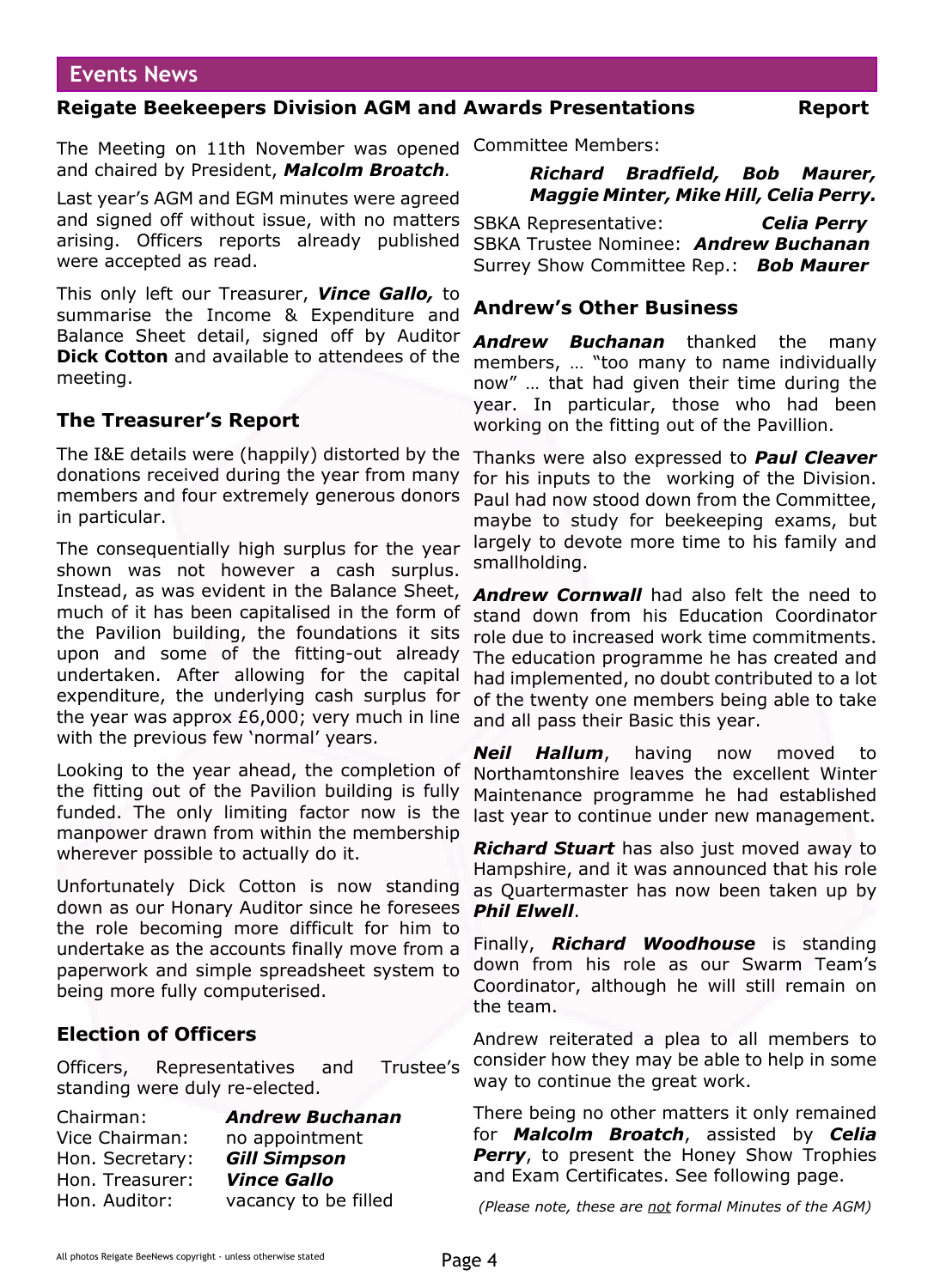## Events News

### Reigate Beekeepers Division AGM and Awards Presentations — Report

The Meeting on 11th November was opened and chaired by President, ***Malcolm Broatch**.*

Last year's AGM and EGM minutes were agreed and signed off without issue, with no matters arising. Officers reports already published were accepted as read.

This only left our Treasurer, ***Vince Gallo,*** to summarise the Income & Expenditure and Balance Sheet detail, signed off by Auditor **Dick Cotton** and available to attendees of the meeting.

### The Treasurer's Report

The I&E details were (happily) distorted by the donations received during the year from many members and four extremely generous donors in particular.

The consequentially high surplus for the year shown was not however a cash surplus. Instead, as was evident in the Balance Sheet, much of it has been capitalised in the form of the Pavilion building, the foundations it sits upon and some of the fitting-out already undertaken. After allowing for the capital expenditure, the underlying cash surplus for the year was approx £6,000; very much in line with the previous few 'normal' years.

Looking to the year ahead, the completion of the fitting out of the Pavilion building is fully funded. The only limiting factor now is the manpower drawn from within the membership wherever possible to actually do it.

Unfortunately Dick Cotton is now standing down as our Honary Auditor since he foresees the role becoming more difficult for him to undertake as the accounts finally move from a paperwork and simple spreadsheet system to being more fully computerised.

### Election of Officers

Officers, Representatives and Trustee's standing were duly re-elected.

Chairman: ***Andrew Buchanan***
Vice Chairman: no appointment
Hon. Secretary: ***Gill Simpson***
Hon. Treasurer: ***Vince Gallo***
Hon. Auditor: vacancy to be filled

Committee Members:

***Richard Bradfield, Bob Maurer, Maggie Minter, Mike Hill, Celia Perry.***

SBKA Representative: ***Celia Perry***
SBKA Trustee Nominee: ***Andrew Buchanan***
Surrey Show Committee Rep.: ***Bob Maurer***

### Andrew's Other Business

***Andrew Buchanan*** thanked the many members, … "too many to name individually now" … that had given their time during the year. In particular, those who had been working on the fitting out of the Pavillion.

Thanks were also expressed to ***Paul Cleaver*** for his inputs to the working of the Division. Paul had now stood down from the Committee, maybe to study for beekeeping exams, but largely to devote more time to his family and smallholding.

***Andrew Cornwall*** had also felt the need to stand down from his Education Coordinator role due to increased work time commitments. The education programme he has created and had implemented, no doubt contributed to a lot of the twenty one members being able to take and all pass their Basic this year.

***Neil Hallum***, having now moved to Northamtonshire leaves the excellent Winter Maintenance programme he had established last year to continue under new management.

***Richard Stuart*** has also just moved away to Hampshire, and it was announced that his role as Quartermaster has now been taken up by ***Phil Elwell***.

Finally, ***Richard Woodhouse*** is standing down from his role as our Swarm Team's Coordinator, although he will still remain on the team.

Andrew reiterated a plea to all members to consider how they may be able to help in some way to continue the great work.

There being no other matters it only remained for ***Malcolm Broatch***, assisted by ***Celia Perry***, to present the Honey Show Trophies and Exam Certificates. See following page.

*(Please note, these are not formal Minutes of the AGM)*

All photos Reigate BeeNews copyright - unless otherwise stated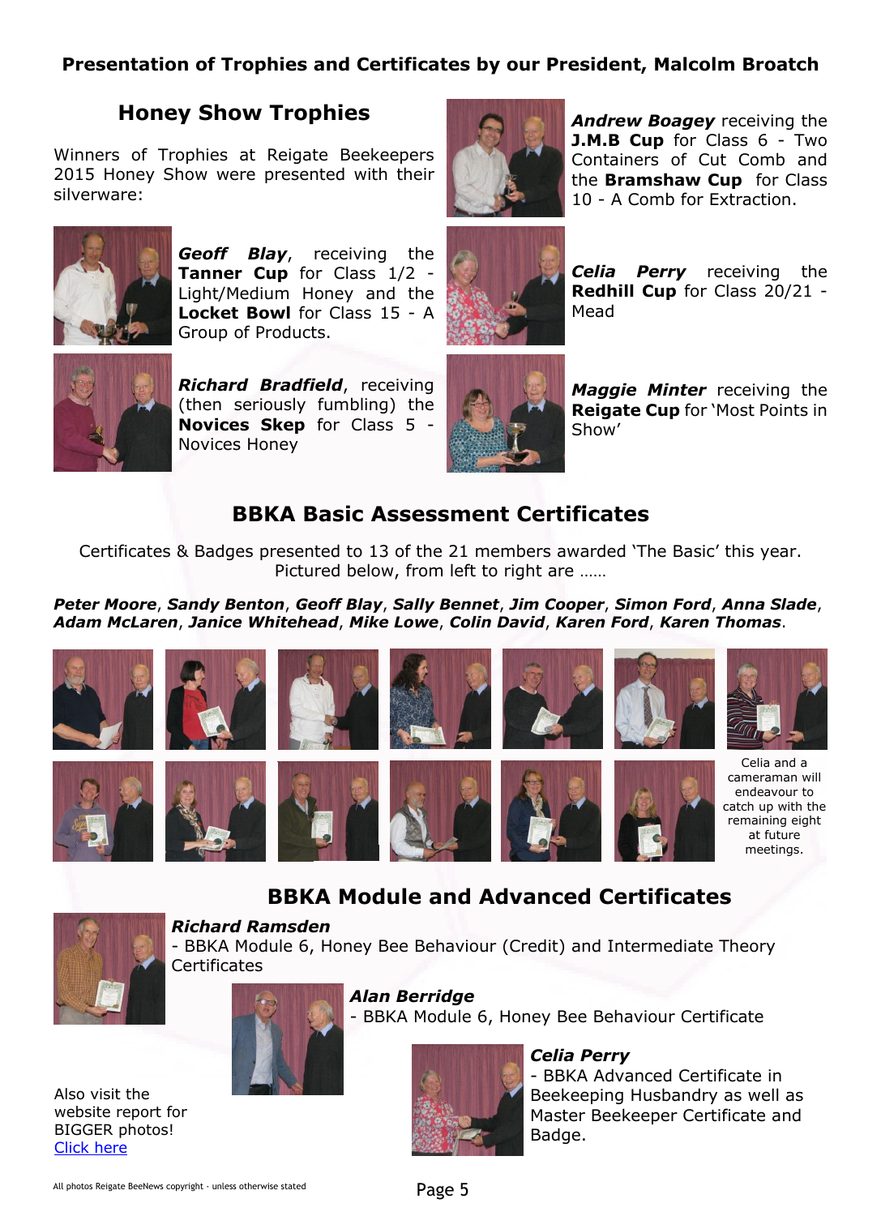## Presentation of Trophies and Certificates by our President, Malcolm Broatch

### Honey Show Trophies

Winners of Trophies at Reigate Beekeepers 2015 Honey Show were presented with their silverware:

***Geoff Blay***, receiving the **Tanner Cup** for Class 1/2 - Light/Medium Honey and the **Locket Bowl** for Class 15 - A Group of Products.

***Richard Bradfield***, receiving (then seriously fumbling) the **Novices Skep** for Class 5 - Novices Honey

***Andrew Boagey*** receiving the **J.M.B Cup** for Class 6 - Two Containers of Cut Comb and the **Bramshaw Cup** for Class 10 - A Comb for Extraction.

***Celia Perry*** receiving the **Redhill Cup** for Class 20/21 - Mead

***Maggie Minter*** receiving the **Reigate Cup** for 'Most Points in Show'

### BBKA Basic Assessment Certificates

Certificates & Badges presented to 13 of the 21 members awarded 'The Basic' this year. Pictured below, from left to right are ……

***Peter Moore***, ***Sandy Benton***, ***Geoff Blay***, ***Sally Bennet***, ***Jim Cooper***, ***Simon Ford***, ***Anna Slade***, ***Adam McLaren***, ***Janice Whitehead***, ***Mike Lowe***, ***Colin David***, ***Karen Ford***, ***Karen Thomas***.

Celia and a cameraman will endeavour to catch up with the remaining eight at future meetings.

### BBKA Module and Advanced Certificates

***Richard Ramsden***
- BBKA Module 6, Honey Bee Behaviour (Credit) and Intermediate Theory Certificates

***Alan Berridge***
- BBKA Module 6, Honey Bee Behaviour Certificate

***Celia Perry***
- BBKA Advanced Certificate in Beekeeping Husbandry as well as Master Beekeeper Certificate and Badge.

Also visit the website report for BIGGER photos!
Click here

All photos Reigate BeeNews copyright - unless otherwise stated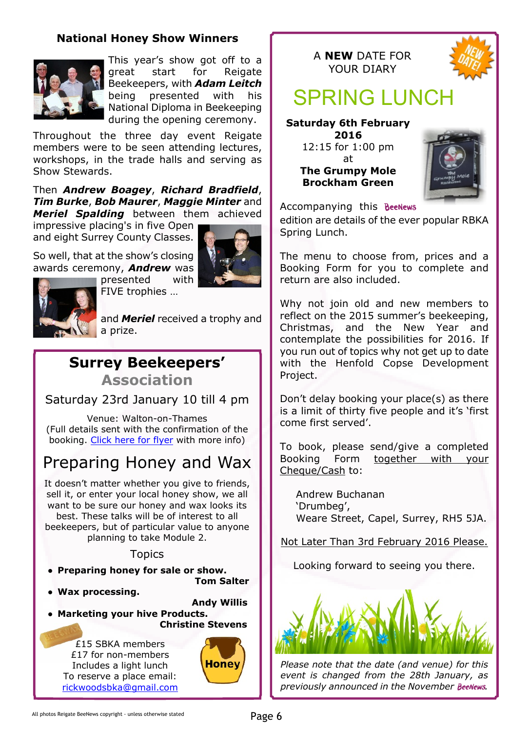## National Honey Show Winners

This year's show got off to a great start for Reigate Beekeepers, with ***Adam Leitch*** being presented with his National Diploma in Beekeeping during the opening ceremony.

Throughout the three day event Reigate members were to be seen attending lectures, workshops, in the trade halls and serving as Show Stewards.

Then ***Andrew Boagey***, ***Richard Bradfield***, ***Tim Burke***, ***Bob Maurer***, ***Maggie Minter*** and ***Meriel Spalding*** between them achieved impressive placing's in five Open and eight Surrey County Classes.

So well, that at the show's closing awards ceremony, ***Andrew*** was presented with FIVE trophies …

and ***Meriel*** received a trophy and a prize.

## Surrey Beekeepers' Association

Saturday 23rd January 10 till 4 pm

Venue: Walton-on-Thames
(Full details sent with the confirmation of the booking. Click here for flyer with more info)

## Preparing Honey and Wax

It doesn't matter whether you give to friends, sell it, or enter your local honey show, we all want to be sure our honey and wax looks its best. These talks will be of interest to all beekeepers, but of particular value to anyone planning to take Module 2.

Topics

- **Preparing honey for sale or show.** **Tom Salter**
- **Wax processing.** **Andy Willis**
- **Marketing your hive Products.** **Christine Stevens**

£15 SBKA members
£17 for non-members
Includes a light lunch
To reserve a place email:
rickwoodsbka@gmail.com

A **NEW** DATE FOR YOUR DIARY

# SPRING LUNCH

**Saturday 6th February 2016**
12:15 for 1:00 pm
at
**The Grumpy Mole**
**Brockham Green**

Accompanying this BeeNews edition are details of the ever popular RBKA Spring Lunch.

The menu to choose from, prices and a Booking Form for you to complete and return are also included.

Why not join old and new members to reflect on the 2015 summer's beekeeping, Christmas, and the New Year and contemplate the possibilities for 2016. If you run out of topics why not get up to date with the Henfold Copse Development Project.

Don't delay booking your place(s) as there is a limit of thirty five people and it's 'first come first served'.

To book, please send/give a completed Booking Form together with your Cheque/Cash to:

Andrew Buchanan
'Drumbeg',
Weare Street, Capel, Surrey, RH5 5JA.

Not Later Than 3rd February 2016 Please.

Looking forward to seeing you there.

*Please note that the date (and venue) for this event is changed from the 28th January, as previously announced in the November BeeNews.*

All photos Reigate BeeNews copyright - unless otherwise stated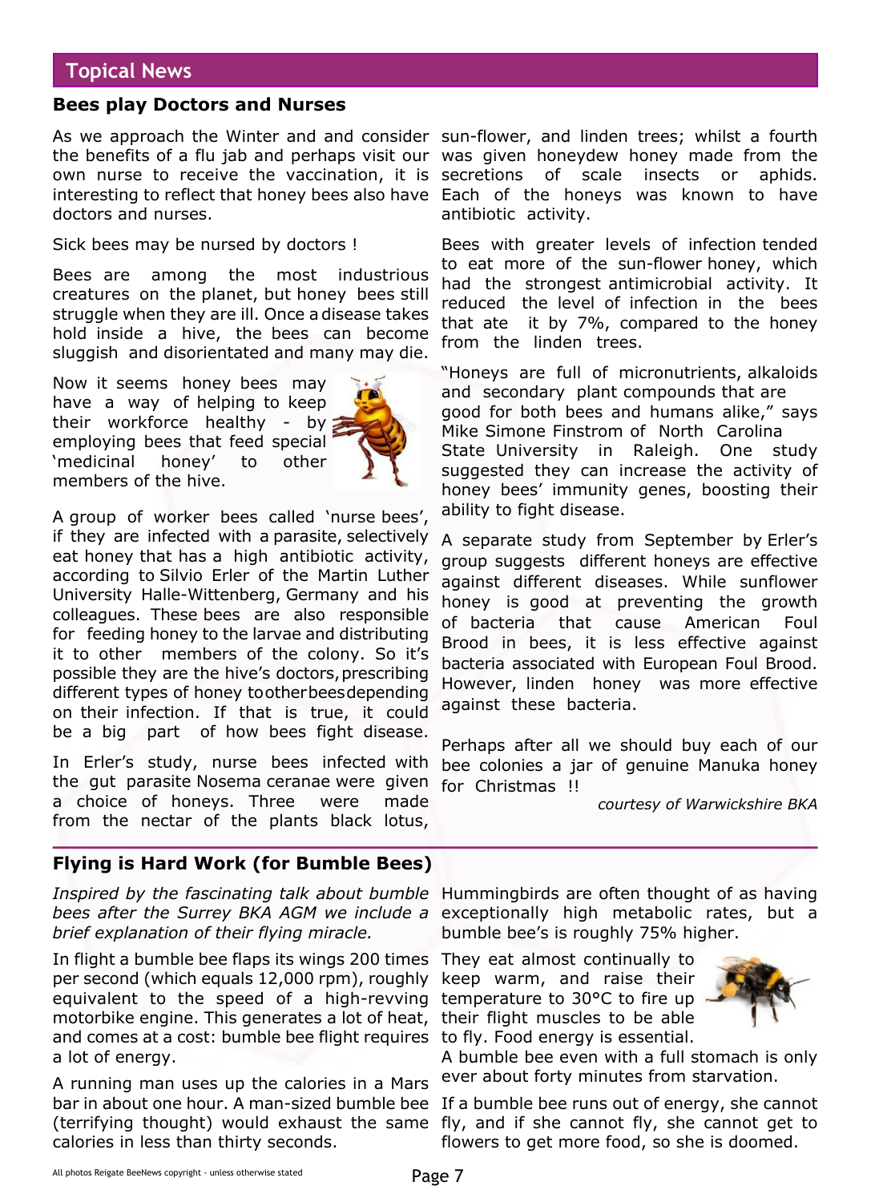## Topical News

### Bees play Doctors and Nurses

As we approach the Winter and and consider the benefits of a flu jab and perhaps visit our own nurse to receive the vaccination, it is interesting to reflect that honey bees also have doctors and nurses.

Sick bees may be nursed by doctors !

Bees are among the most industrious creatures on the planet, but honey bees still struggle when they are ill. Once a disease takes hold inside a hive, the bees can become sluggish and disorientated and many may die.

Now it seems honey bees may have a way of helping to keep their workforce healthy - by employing bees that feed special 'medicinal honey' to other members of the hive.

A group of worker bees called 'nurse bees', if they are infected with a parasite, selectively eat honey that has a high antibiotic activity, according to Silvio Erler of the Martin Luther University Halle-Wittenberg, Germany and his colleagues. These bees are also responsible for feeding honey to the larvae and distributing it to other members of the colony. So it's possible they are the hive's doctors, prescribing different types of honey to other bees depending on their infection. If that is true, it could be a big part of how bees fight disease.

In Erler's study, nurse bees infected with the gut parasite Nosema ceranae were given a choice of honeys. Three were made from the nectar of the plants black lotus, sun-flower, and linden trees; whilst a fourth was given honeydew honey made from the secretions of scale insects or aphids. Each of the honeys was known to have antibiotic activity.

Bees with greater levels of infection tended to eat more of the sun-flower honey, which had the strongest antimicrobial activity. It reduced the level of infection in the bees that ate it by 7%, compared to the honey from the linden trees.

"Honeys are full of micronutrients, alkaloids and secondary plant compounds that are good for both bees and humans alike," says Mike Simone Finstrom of North Carolina State University in Raleigh. One study suggested they can increase the activity of honey bees' immunity genes, boosting their ability to fight disease.

A separate study from September by Erler's group suggests different honeys are effective against different diseases. While sunflower honey is good at preventing the growth of bacteria that cause American Foul Brood in bees, it is less effective against bacteria associated with European Foul Brood. However, linden honey was more effective against these bacteria.

Perhaps after all we should buy each of our bee colonies a jar of genuine Manuka honey for Christmas !!

*courtesy of Warwickshire BKA*

### Flying is Hard Work (for Bumble Bees)

*Inspired by the fascinating talk about bumble bees after the Surrey BKA AGM we include a brief explanation of their flying miracle.*

In flight a bumble bee flaps its wings 200 times per second (which equals 12,000 rpm), roughly equivalent to the speed of a high-revving motorbike engine. This generates a lot of heat, and comes at a cost: bumble bee flight requires a lot of energy.

A running man uses up the calories in a Mars bar in about one hour. A man-sized bumble bee (terrifying thought) would exhaust the same calories in less than thirty seconds.

Hummingbirds are often thought of as having exceptionally high metabolic rates, but a bumble bee's is roughly 75% higher.

They eat almost continually to keep warm, and raise their temperature to 30°C to fire up their flight muscles to be able to fly. Food energy is essential.

A bumble bee even with a full stomach is only ever about forty minutes from starvation.

If a bumble bee runs out of energy, she cannot fly, and if she cannot fly, she cannot get to flowers to get more food, so she is doomed.

All photos Reigate BeeNews copyright - unless otherwise stated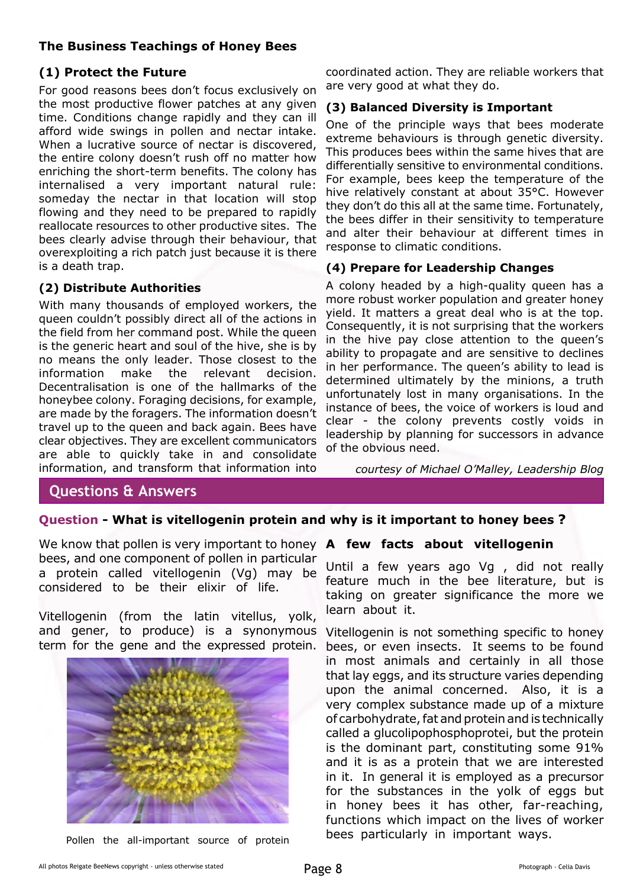## The Business Teachings of Honey Bees

### (1) Protect the Future

For good reasons bees don't focus exclusively on the most productive flower patches at any given time. Conditions change rapidly and they can ill afford wide swings in pollen and nectar intake. When a lucrative source of nectar is discovered, the entire colony doesn't rush off no matter how enriching the short-term benefits. The colony has internalised a very important natural rule: someday the nectar in that location will stop flowing and they need to be prepared to rapidly reallocate resources to other productive sites. The bees clearly advise through their behaviour, that overexploiting a rich patch just because it is there is a death trap.

### (2) Distribute Authorities

With many thousands of employed workers, the queen couldn't possibly direct all of the actions in the field from her command post. While the queen is the generic heart and soul of the hive, she is by no means the only leader. Those closest to the information make the relevant decision. Decentralisation is one of the hallmarks of the honeybee colony. Foraging decisions, for example, are made by the foragers. The information doesn't travel up to the queen and back again. Bees have clear objectives. They are excellent communicators are able to quickly take in and consolidate information, and transform that information into coordinated action. They are reliable workers that are very good at what they do.

### (3) Balanced Diversity is Important

One of the principle ways that bees moderate extreme behaviours is through genetic diversity. This produces bees within the same hives that are differentially sensitive to environmental conditions. For example, bees keep the temperature of the hive relatively constant at about 35°C. However they don't do this all at the same time. Fortunately, the bees differ in their sensitivity to temperature and alter their behaviour at different times in response to climatic conditions.

### (4) Prepare for Leadership Changes

A colony headed by a high-quality queen has a more robust worker population and greater honey yield. It matters a great deal who is at the top. Consequently, it is not surprising that the workers in the hive pay close attention to the queen's ability to propagate and are sensitive to declines in her performance. The queen's ability to lead is determined ultimately by the minions, a truth unfortunately lost in many organisations. In the instance of bees, the voice of workers is loud and clear - the colony prevents costly voids in leadership by planning for successors in advance of the obvious need.

*courtesy of Michael O'Malley, Leadership Blog*

## Questions & Answers

**Question - What is vitellogenin protein and why is it important to honey bees ?**

We know that pollen is very important to honey bees, and one component of pollen in particular a protein called vitellogenin (Vg) may be considered to be their elixir of life.

Vitellogenin (from the latin vitellus, yolk, and gener, to produce) is a synonymous term for the gene and the expressed protein.

Pollen the all-important source of protein

### A few facts about vitellogenin

Until a few years ago Vg , did not really feature much in the bee literature, but is taking on greater significance the more we learn about it.

Vitellogenin is not something specific to honey bees, or even insects. It seems to be found in most animals and certainly in all those that lay eggs, and its structure varies depending upon the animal concerned. Also, it is a very complex substance made up of a mixture of carbohydrate, fat and protein and is technically called a glucolipophosphoprotei, but the protein is the dominant part, constituting some 91% and it is as a protein that we are interested in it. In general it is employed as a precursor for the substances in the yolk of eggs but in honey bees it has other, far-reaching, functions which impact on the lives of worker bees particularly in important ways.

All photos Reigate BeeNews copyright - unless otherwise stated

Photograph - Celia Davis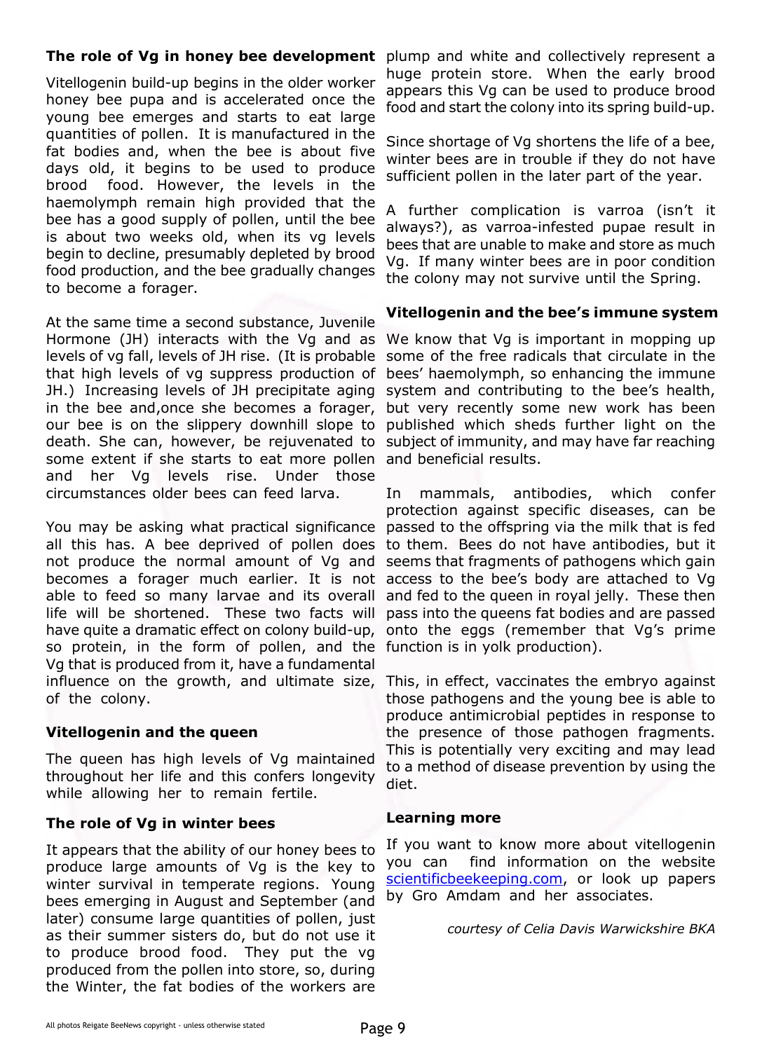## The role of Vg in honey bee development

Vitellogenin build-up begins in the older worker honey bee pupa and is accelerated once the young bee emerges and starts to eat large quantities of pollen. It is manufactured in the fat bodies and, when the bee is about five days old, it begins to be used to produce brood food. However, the levels in the haemolymph remain high provided that the bee has a good supply of pollen, until the bee is about two weeks old, when its vg levels begin to decline, presumably depleted by brood food production, and the bee gradually changes to become a forager.

At the same time a second substance, Juvenile Hormone (JH) interacts with the Vg and as levels of vg fall, levels of JH rise. (It is probable that high levels of vg suppress production of JH.) Increasing levels of JH precipitate aging in the bee and,once she becomes a forager, our bee is on the slippery downhill slope to death. She can, however, be rejuvenated to some extent if she starts to eat more pollen and her Vg levels rise. Under those circumstances older bees can feed larva.

You may be asking what practical significance all this has. A bee deprived of pollen does not produce the normal amount of Vg and becomes a forager much earlier. It is not able to feed so many larvae and its overall life will be shortened. These two facts will have quite a dramatic effect on colony build-up, so protein, in the form of pollen, and the Vg that is produced from it, have a fundamental influence on the growth, and ultimate size, of the colony.

## Vitellogenin and the queen

The queen has high levels of Vg maintained throughout her life and this confers longevity while allowing her to remain fertile.

## The role of Vg in winter bees

It appears that the ability of our honey bees to produce large amounts of Vg is the key to winter survival in temperate regions. Young bees emerging in August and September (and later) consume large quantities of pollen, just as their summer sisters do, but do not use it to produce brood food. They put the vg produced from the pollen into store, so, during the Winter, the fat bodies of the workers are plump and white and collectively represent a huge protein store. When the early brood appears this Vg can be used to produce brood food and start the colony into its spring build-up.

Since shortage of Vg shortens the life of a bee, winter bees are in trouble if they do not have sufficient pollen in the later part of the year.

A further complication is varroa (isn't it always?), as varroa-infested pupae result in bees that are unable to make and store as much Vg. If many winter bees are in poor condition the colony may not survive until the Spring.

## Vitellogenin and the bee's immune system

We know that Vg is important in mopping up some of the free radicals that circulate in the bees' haemolymph, so enhancing the immune system and contributing to the bee's health, but very recently some new work has been published which sheds further light on the subject of immunity, and may have far reaching and beneficial results.

In mammals, antibodies, which confer protection against specific diseases, can be passed to the offspring via the milk that is fed to them. Bees do not have antibodies, but it seems that fragments of pathogens which gain access to the bee's body are attached to Vg and fed to the queen in royal jelly. These then pass into the queens fat bodies and are passed onto the eggs (remember that Vg's prime function is in yolk production).

This, in effect, vaccinates the embryo against those pathogens and the young bee is able to produce antimicrobial peptides in response to the presence of those pathogen fragments. This is potentially very exciting and may lead to a method of disease prevention by using the diet.

## Learning more

If you want to know more about vitellogenin you can find information on the website scientificbeekeeping.com, or look up papers by Gro Amdam and her associates.

*courtesy of Celia Davis Warwickshire BKA*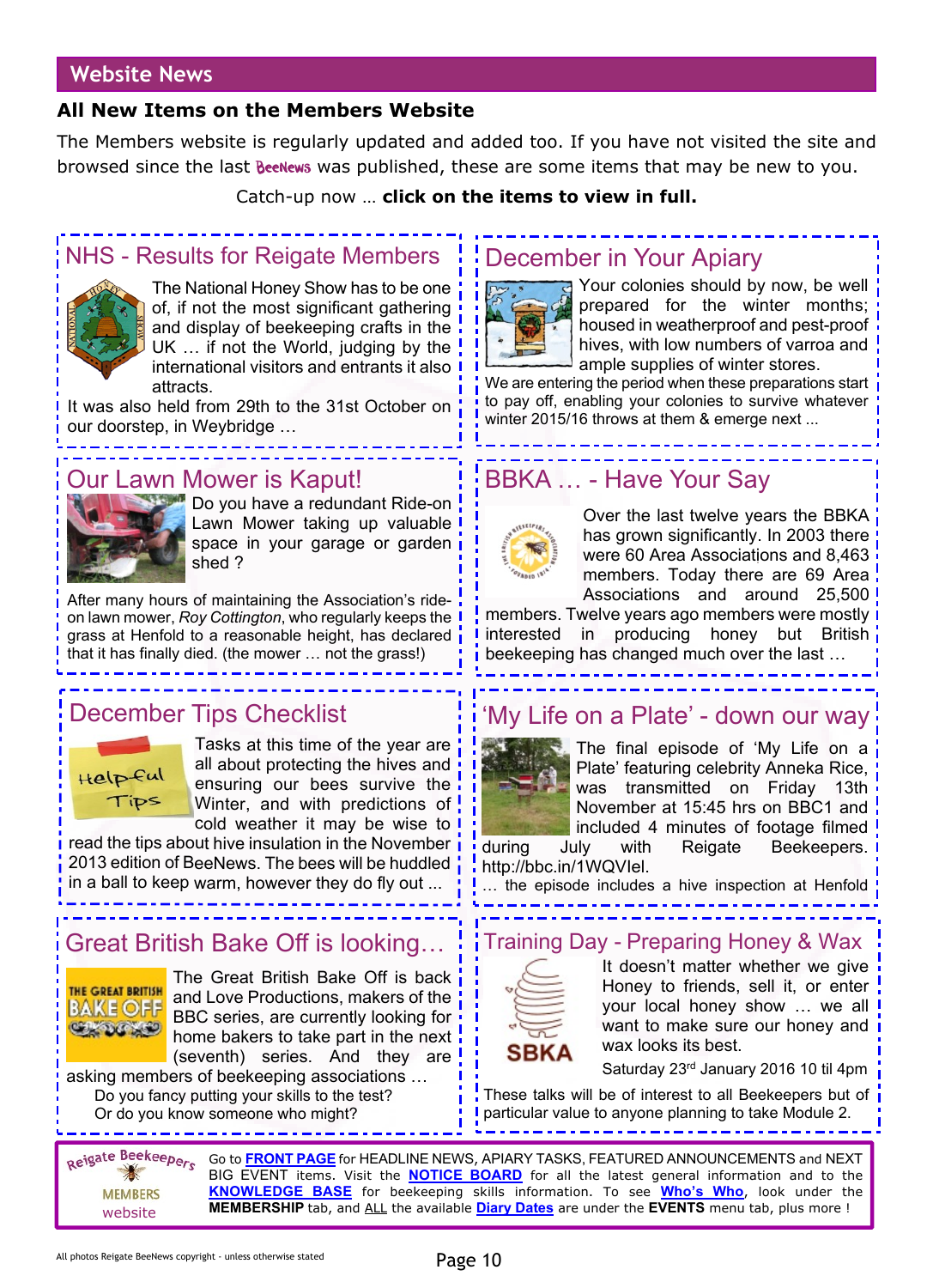## Website News

### All New Items on the Members Website

The Members website is regularly updated and added too. If you have not visited the site and browsed since the last BeeNews was published, these are some items that may be new to you.

Catch-up now … **click on the items to view in full.**

### NHS - Results for Reigate Members

The National Honey Show has to be one of, if not the most significant gathering and display of beekeeping crafts in the UK … if not the World, judging by the international visitors and entrants it also attracts.

It was also held from 29th to the 31st October on our doorstep, in Weybridge …

### December in Your Apiary

Your colonies should by now, be well prepared for the winter months; housed in weatherproof and pest-proof hives, with low numbers of varroa and ample supplies of winter stores.

We are entering the period when these preparations start to pay off, enabling your colonies to survive whatever winter 2015/16 throws at them & emerge next ...

### Our Lawn Mower is Kaput!

Do you have a redundant Ride-on Lawn Mower taking up valuable space in your garage or garden shed ?

After many hours of maintaining the Association's ride-on lawn mower, *Roy Cottington*, who regularly keeps the grass at Henfold to a reasonable height, has declared that it has finally died. (the mower … not the grass!)

### BBKA … - Have Your Say

Over the last twelve years the BBKA has grown significantly. In 2003 there were 60 Area Associations and 8,463 members. Today there are 69 Area Associations and around 25,500 members. Twelve years ago members were mostly interested in producing honey but British beekeeping has changed much over the last …

### December Tips Checklist

Tasks at this time of the year are all about protecting the hives and ensuring our bees survive the Winter, and with predictions of cold weather it may be wise to read the tips about hive insulation in the November 2013 edition of BeeNews. The bees will be huddled in a ball to keep warm, however they do fly out ...

### 'My Life on a Plate' - down our way

The final episode of 'My Life on a Plate' featuring celebrity Anneka Rice, was transmitted on Friday 13th November at 15:45 hrs on BBC1 and included 4 minutes of footage filmed during July with Reigate Beekeepers. http://bbc.in/1WQVIel.

… the episode includes a hive inspection at Henfold

### Great British Bake Off is looking…

The Great British Bake Off is back and Love Productions, makers of the BBC series, are currently looking for home bakers to take part in the next (seventh) series. And they are asking members of beekeeping associations …

Do you fancy putting your skills to the test?
Or do you know someone who might?

### Training Day - Preparing Honey & Wax

It doesn't matter whether we give Honey to friends, sell it, or enter your local honey show … we all want to make sure our honey and wax looks its best.

Saturday 23rd January 2016 10 til 4pm

These talks will be of interest to all Beekeepers but of particular value to anyone planning to take Module 2.

---

Reigate Beekeepers MEMBERS website

Go to **FRONT PAGE** for HEADLINE NEWS, APIARY TASKS, FEATURED ANNOUNCEMENTS and NEXT BIG EVENT items. Visit the **NOTICE BOARD** for all the latest general information and to the **KNOWLEDGE BASE** for beekeeping skills information. To see **Who's Who**, look under the **MEMBERSHIP** tab, and ALL the available **Diary Dates** are under the **EVENTS** menu tab, plus more !

All photos Reigate BeeNews copyright - unless otherwise stated